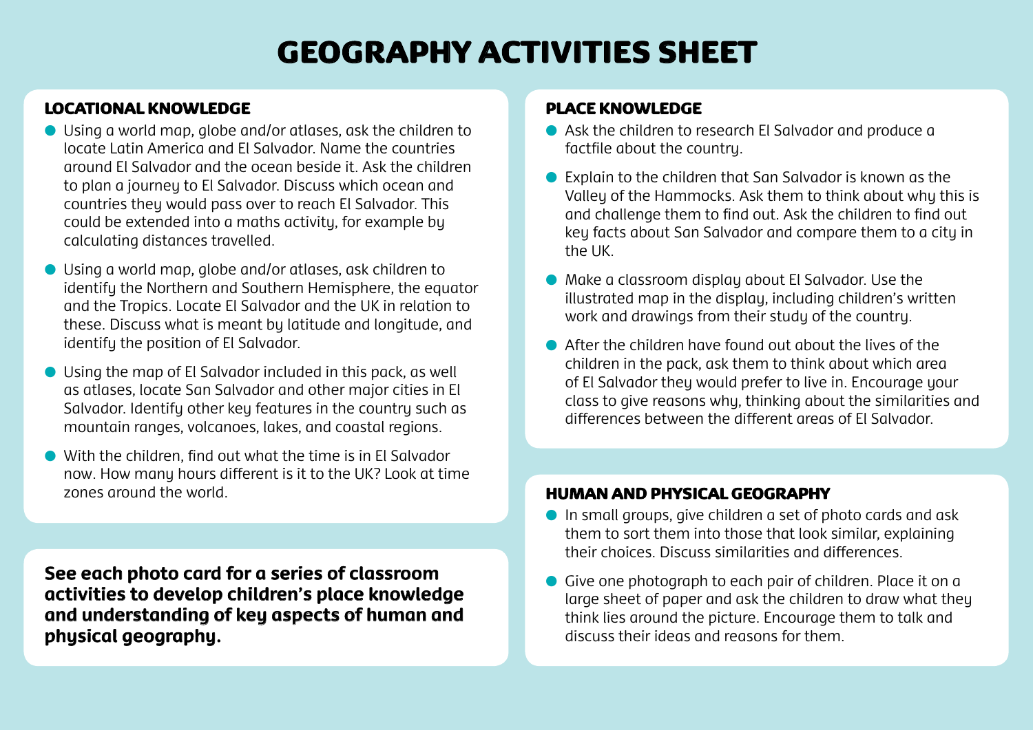# GEOGRAPHY ACTIVITIES SHEET

## LOCATIONAL KNOWLEDGE

- Using a world map, globe and/or atlases, ask the children to locate Latin America and El Salvador. Name the countries around El Salvador and the ocean beside it. Ask the children to plan a journey to El Salvador. Discuss which ocean and countries they would pass over to reach El Salvador. This could be extended into a maths activity, for example by calculating distances travelled.
- Using a world map, globe and/or atlases, ask children to identify the Northern and Southern Hemisphere, the equator and the Tropics. Locate El Salvador and the UK in relation to these. Discuss what is meant by latitude and longitude, and identify the position of El Salvador.
- Using the map of El Salvador included in this pack, as well as atlases, locate San Salvador and other major cities in El Salvador. Identify other key features in the country such as mountain ranges, volcanoes, lakes, and coastal regions.
- With the children, find out what the time is in El Salvador now. How many hours different is it to the UK? Look at time zones around the world.

**See each photo card for a series of classroom activities to develop children's place knowledge and understanding of key aspects of human and physical geography.**

## PLACE KNOWLEDGE

- Ask the children to research El Salvador and produce a factfile about the country.
- Explain to the children that San Salvador is known as the Valley of the Hammocks. Ask them to think about why this is and challenge them to find out. Ask the children to find out key facts about San Salvador and compare them to a city in the UK.
- Make a classroom display about El Salvador. Use the illustrated map in the display, including children's written work and drawings from their study of the country.
- After the children have found out about the lives of the children in the pack, ask them to think about which area of El Salvador they would prefer to live in. Encourage your class to give reasons why, thinking about the similarities and differences between the different areas of El Salvador.

## HUMAN AND PHYSICAL GEOGRAPHY

- In small groups, give children a set of photo cards and ask them to sort them into those that look similar, explaining their choices. Discuss similarities and differences.
- Give one photograph to each pair of children. Place it on a large sheet of paper and ask the children to draw what they think lies around the picture. Encourage them to talk and discuss their ideas and reasons for them.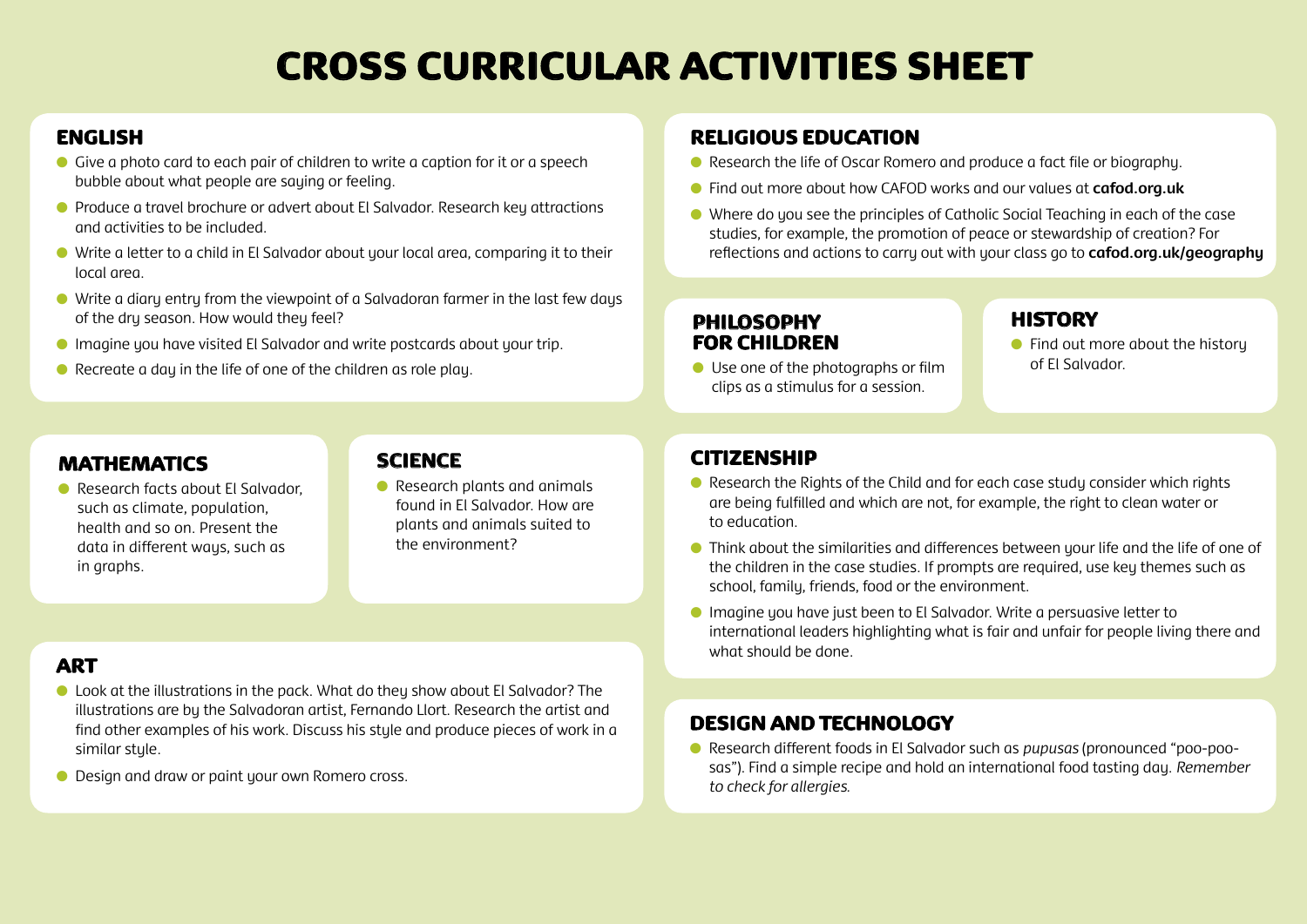# CROSS CURRICULAR ACTIVITIES SHEET

## ENGLISH

- Give a photo card to each pair of children to write a caption for it or a speech bubble about what people are saying or feeling.
- Produce a travel brochure or advert about El Salvador. Research key attractions and activities to be included.
- Write a letter to a child in El Salvador about your local area, comparing it to their local area.
- Write a diary entry from the viewpoint of a Salvadoran farmer in the last few days of the dry season. How would they feel?
- Imagine you have visited El Salvador and write postcards about your trip.
- Recreate a day in the life of one of the children as role play.

## MATHEMATICS

- Research facts about El Salvador, such as climate, population, health and so on. Present the data in different ways, such as in graphs.

## SCIENCE

- Research plants and animals found in El Salvador. How are plants and animals suited to the environment?

## ART

- Look at the illustrations in the pack. What do they show about El Salvador? The illustrations are by the Salvadoran artist, Fernando Llort. Research the artist and find other examples of his work. Discuss his style and produce pieces of work in a similar style.
- Design and draw or paint your own Romero cross.

## RELIGIOUS EDUCATION

- Research the life of Oscar Romero and produce a fact file or biography.
- Find out more about how CAFOD works and our values at **cafod.org.uk**
- Where do you see the principles of Catholic Social Teaching in each of the case studies, for example, the promotion of peace or stewardship of creation? For reflections and actions to carry out with your class go to **cafod.org.uk/geography**

## PHILOSOPHY FOR CHILDREN

- Use one of the photographs or film clips as a stimulus for a session.

## HISTORY

- Find out more about the history of El Salvador.

## CITIZENSHIP

- Research the Rights of the Child and for each case study consider which rights are being fulfilled and which are not, for example, the right to clean water or to education.
- Think about the similarities and differences between your life and the life of one of the children in the case studies. If prompts are required, use key themes such as school, family, friends, food or the environment.
- Imagine you have just been to El Salvador. Write a persuasive letter to international leaders highlighting what is fair and unfair for people living there and what should be done.

## DESIGN AND TECHNOLOGY

- Research different foods in El Salvador such as *pupusas* (pronounced "poo-poo-sas"). Find a simple recipe and hold an international food tasting day. *Remember to check for allergies.*